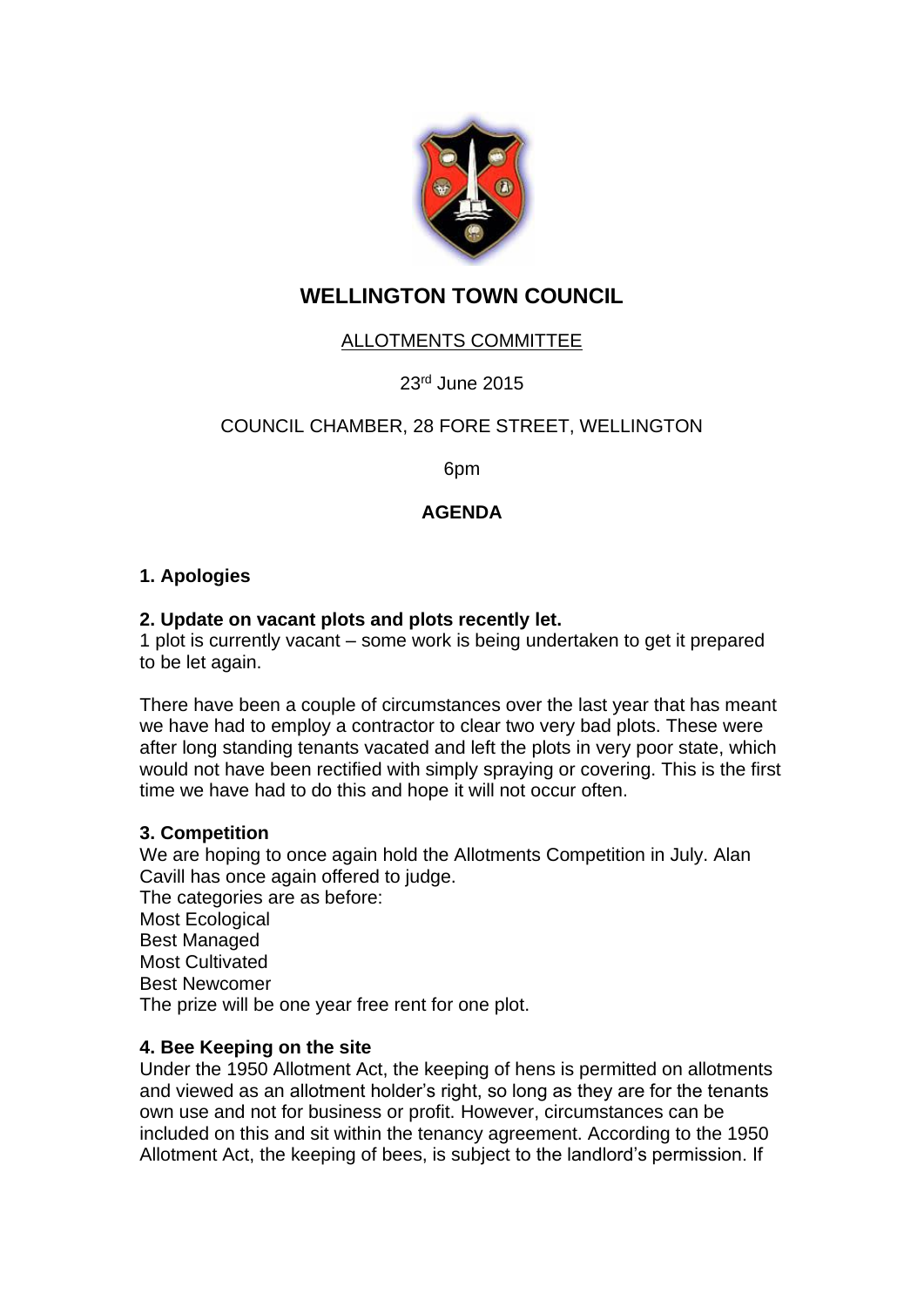# WELLINGTON TOWN COUNCIL

ALLOTMENTS COMMITTEE

23rd June 2015

COUNCIL CHAMBER, 28 FORE STREET, WELLINGTON

6pm

**AGENDA**

### 1. Apologies

### 2. Update on vacant plots and plots recently let.

1 plot is currently vacant – some work is being undertaken to get it prepared to be let again.

There have been a couple of circumstances over the last year that has meant we have had to employ a contractor to clear two very bad plots. These were after long standing tenants vacated and left the plots in very poor state, which would not have been rectified with simply spraying or covering. This is the first time we have had to do this and hope it will not occur often.

### 3. Competition

We are hoping to once again hold the Allotments Competition in July. Alan Cavill has once again offered to judge.
The categories are as before:
Most Ecological
Best Managed
Most Cultivated
Best Newcomer
The prize will be one year free rent for one plot.

### 4. Bee Keeping on the site

Under the 1950 Allotment Act, the keeping of hens is permitted on allotments and viewed as an allotment holder's right, so long as they are for the tenants own use and not for business or profit. However, circumstances can be included on this and sit within the tenancy agreement. According to the 1950 Allotment Act, the keeping of bees, is subject to the landlord's permission. If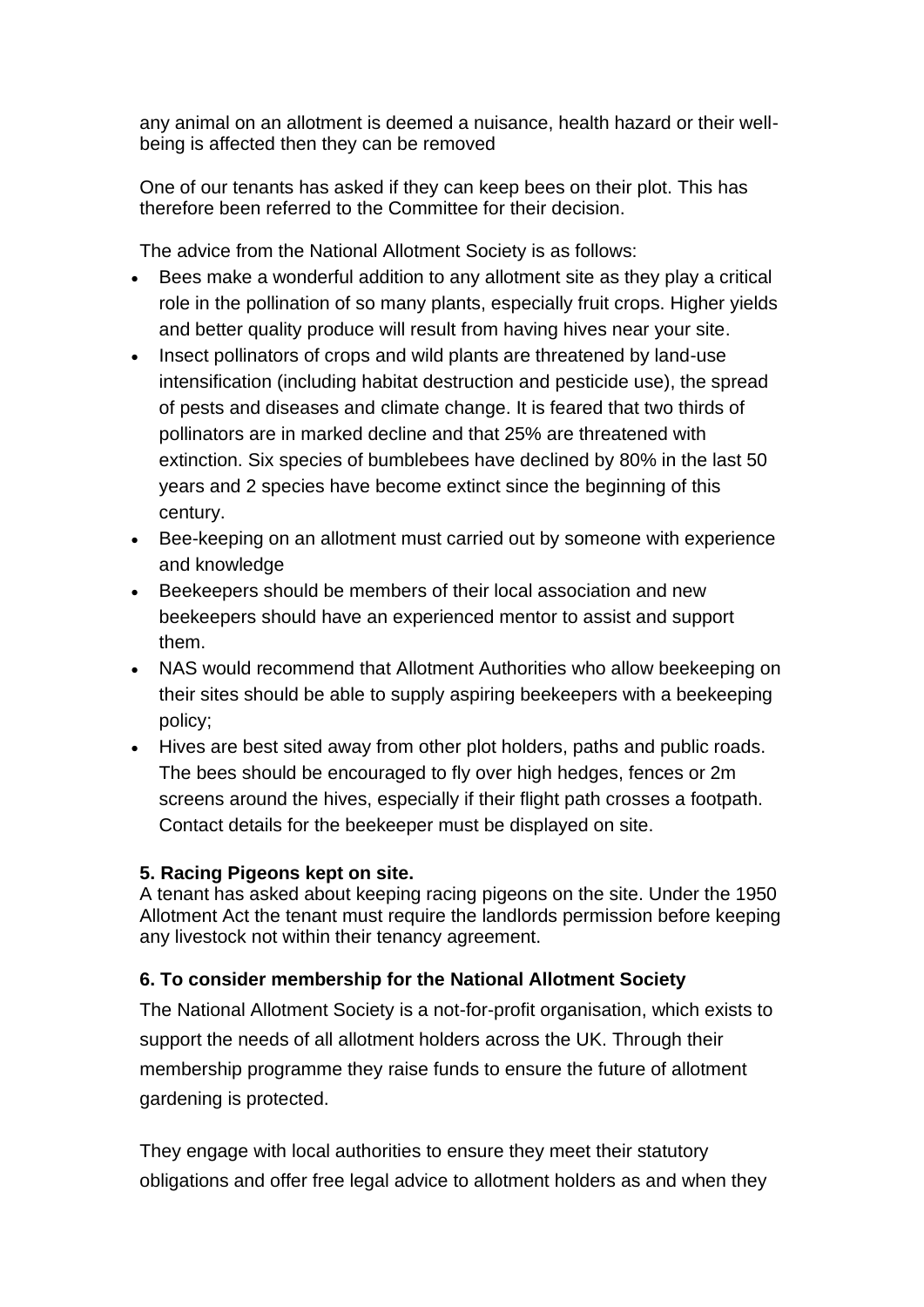any animal on an allotment is deemed a nuisance, health hazard or their well-being is affected then they can be removed

One of our tenants has asked if they can keep bees on their plot. This has therefore been referred to the Committee for their decision.

The advice from the National Allotment Society is as follows:

- Bees make a wonderful addition to any allotment site as they play a critical role in the pollination of so many plants, especially fruit crops. Higher yields and better quality produce will result from having hives near your site.
- Insect pollinators of crops and wild plants are threatened by land-use intensification (including habitat destruction and pesticide use), the spread of pests and diseases and climate change. It is feared that two thirds of pollinators are in marked decline and that 25% are threatened with extinction. Six species of bumblebees have declined by 80% in the last 50 years and 2 species have become extinct since the beginning of this century.
- Bee-keeping on an allotment must carried out by someone with experience and knowledge
- Beekeepers should be members of their local association and new beekeepers should have an experienced mentor to assist and support them.
- NAS would recommend that Allotment Authorities who allow beekeeping on their sites should be able to supply aspiring beekeepers with a beekeeping policy;
- Hives are best sited away from other plot holders, paths and public roads. The bees should be encouraged to fly over high hedges, fences or 2m screens around the hives, especially if their flight path crosses a footpath. Contact details for the beekeeper must be displayed on site.

**5. Racing Pigeons kept on site.**

A tenant has asked about keeping racing pigeons on the site. Under the 1950 Allotment Act the tenant must require the landlords permission before keeping any livestock not within their tenancy agreement.

**6. To consider membership for the National Allotment Society**

The National Allotment Society is a not-for-profit organisation, which exists to support the needs of all allotment holders across the UK. Through their membership programme they raise funds to ensure the future of allotment gardening is protected.

They engage with local authorities to ensure they meet their statutory obligations and offer free legal advice to allotment holders as and when they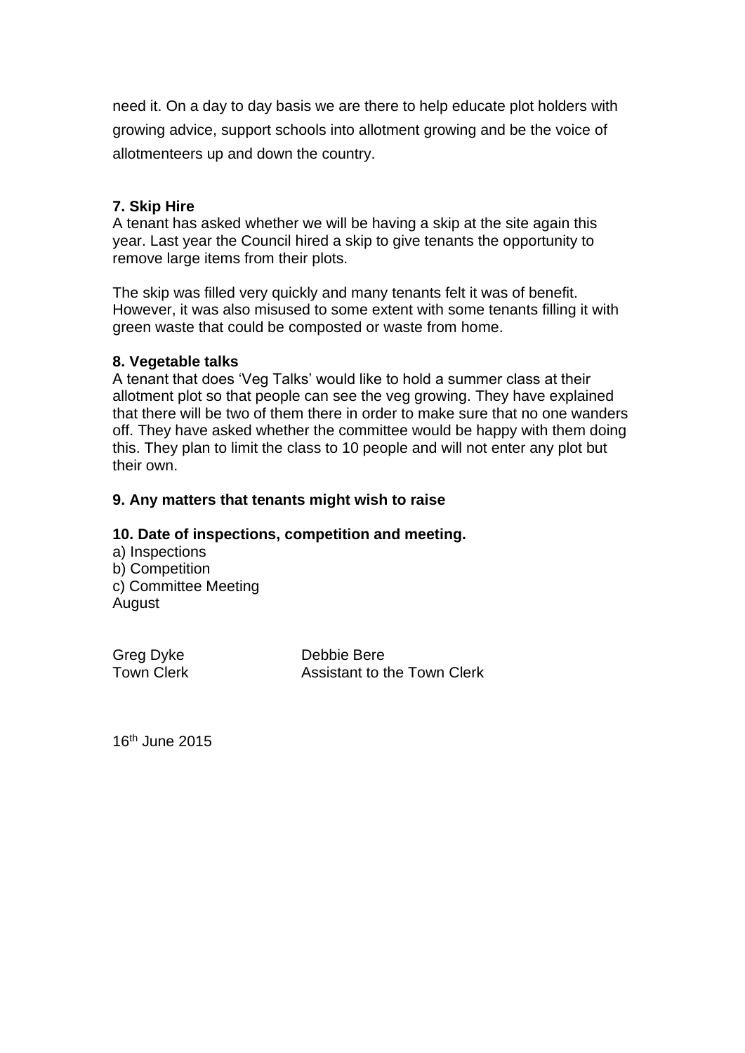need it. On a day to day basis we are there to help educate plot holders with growing advice, support schools into allotment growing and be the voice of allotmenteers up and down the country.

**7. Skip Hire**

A tenant has asked whether we will be having a skip at the site again this year. Last year the Council hired a skip to give tenants the opportunity to remove large items from their plots.

The skip was filled very quickly and many tenants felt it was of benefit. However, it was also misused to some extent with some tenants filling it with green waste that could be composted or waste from home.

**8. Vegetable talks**

A tenant that does 'Veg Talks' would like to hold a summer class at their allotment plot so that people can see the veg growing. They have explained that there will be two of them there in order to make sure that no one wanders off. They have asked whether the committee would be happy with them doing this. They plan to limit the class to 10 people and will not enter any plot but their own.

**9. Any matters that tenants might wish to raise**

**10. Date of inspections, competition and meeting.**

a) Inspections
b) Competition
c) Committee Meeting
August

Greg Dyke — Town Clerk

Debbie Bere — Assistant to the Town Clerk

16th June 2015